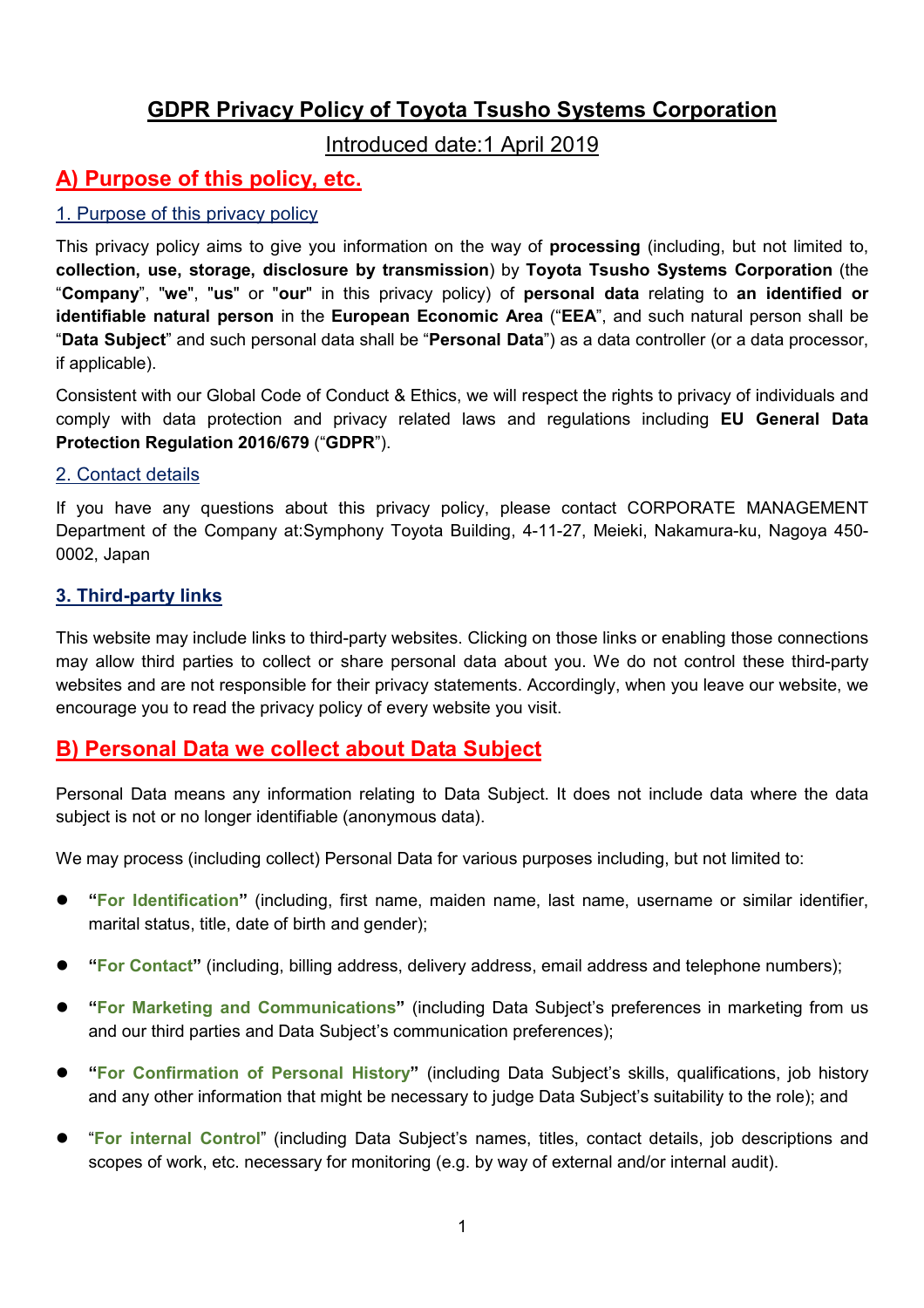# GDPR Privacy Policy of Toyota Tsusho Systems Corporation

Introduced date:1 April 2019

## A) Purpose of this policy, etc.

### 1. Purpose of this privacy policy

This privacy policy aims to give you information on the way of **processing** (including, but not limited to, **collection, use, storage, disclosure by transmission**) by **Toyota Tsusho Systems Corporation** (the "**Company**", "**we**", "**us**" or "**our**" in this privacy policy) of **personal data** relating to **an identified or identifiable natural person** in the **European Economic Area** ("**EEA**", and such natural person shall be "**Data Subject**" and such personal data shall be "**Personal Data**") as a data controller (or a data processor, if applicable).

Consistent with our Global Code of Conduct & Ethics, we will respect the rights to privacy of individuals and comply with data protection and privacy related laws and regulations including **EU General Data Protection Regulation 2016/679** ("**GDPR**").

### 2. Contact details

If you have any questions about this privacy policy, please contact CORPORATE MANAGEMENT Department of the Company at:Symphony Toyota Building, 4-11-27, Meieki, Nakamura-ku, Nagoya 450-0002, Japan

### 3. Third-party links

This website may include links to third-party websites. Clicking on those links or enabling those connections may allow third parties to collect or share personal data about you. We do not control these third-party websites and are not responsible for their privacy statements. Accordingly, when you leave our website, we encourage you to read the privacy policy of every website you visit.

## B) Personal Data we collect about Data Subject

Personal Data means any information relating to Data Subject. It does not include data where the data subject is not or no longer identifiable (anonymous data).

We may process (including collect) Personal Data for various purposes including, but not limited to:

- **"For Identification"** (including, first name, maiden name, last name, username or similar identifier, marital status, title, date of birth and gender);
- **"For Contact"** (including, billing address, delivery address, email address and telephone numbers);
- **"For Marketing and Communications"** (including Data Subject's preferences in marketing from us and our third parties and Data Subject's communication preferences);
- **"For Confirmation of Personal History"** (including Data Subject's skills, qualifications, job history and any other information that might be necessary to judge Data Subject's suitability to the role); and
- "**For internal Control**" (including Data Subject's names, titles, contact details, job descriptions and scopes of work, etc. necessary for monitoring (e.g. by way of external and/or internal audit).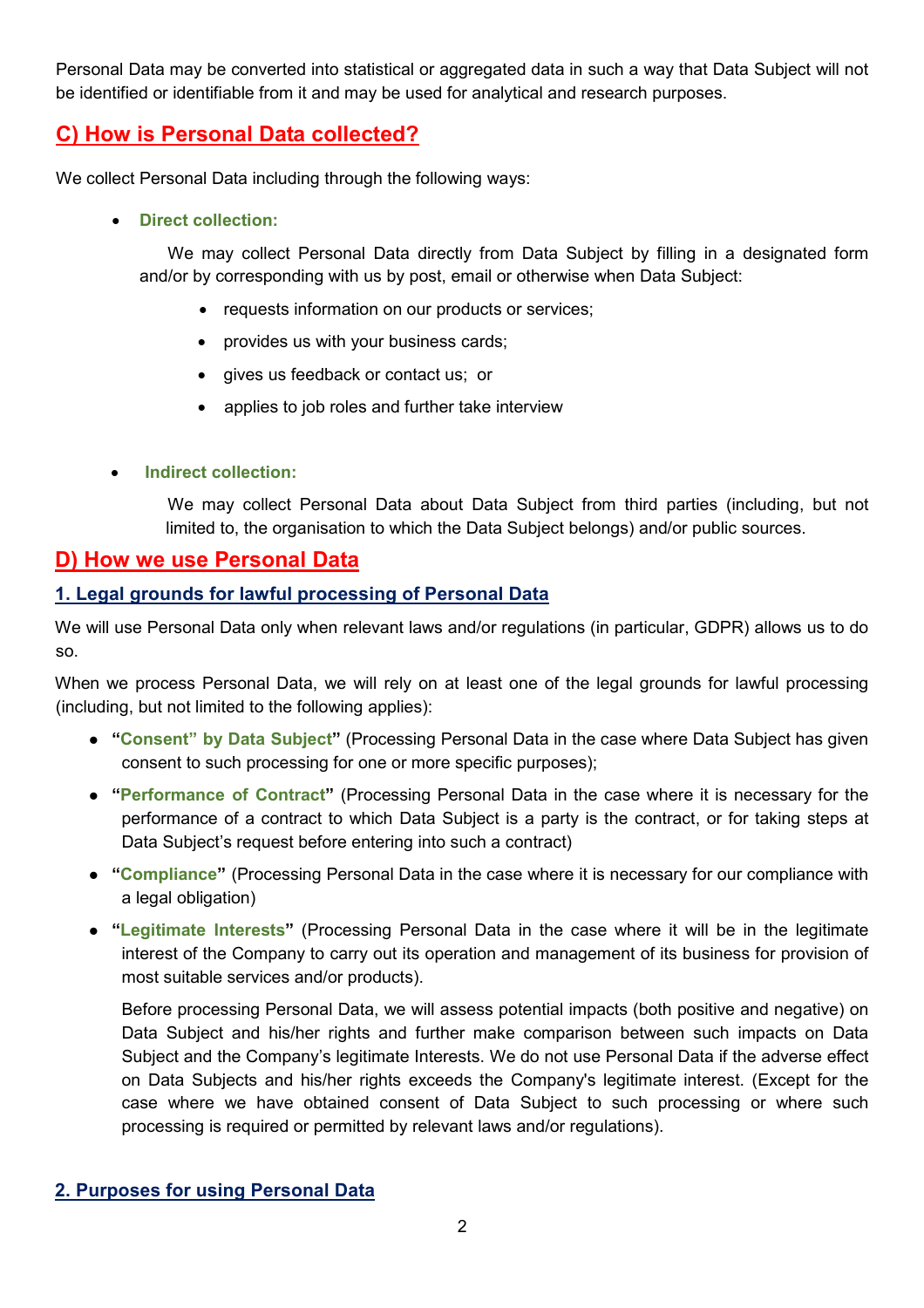Personal Data may be converted into statistical or aggregated data in such a way that Data Subject will not be identified or identifiable from it and may be used for analytical and research purposes.

## C) How is Personal Data collected?

We collect Personal Data including through the following ways:

- **Direct collection:**

  We may collect Personal Data directly from Data Subject by filling in a designated form and/or by corresponding with us by post, email or otherwise when Data Subject:

  - requests information on our products or services;
  - provides us with your business cards;
  - gives us feedback or contact us; or
  - applies to job roles and further take interview

- **Indirect collection:**

  We may collect Personal Data about Data Subject from third parties (including, but not limited to, the organisation to which the Data Subject belongs) and/or public sources.

## D) How we use Personal Data

### 1. Legal grounds for lawful processing of Personal Data

We will use Personal Data only when relevant laws and/or regulations (in particular, GDPR) allows us to do so.

When we process Personal Data, we will rely on at least one of the legal grounds for lawful processing (including, but not limited to the following applies):

- **"Consent" by Data Subject"** (Processing Personal Data in the case where Data Subject has given consent to such processing for one or more specific purposes);
- **"Performance of Contract"** (Processing Personal Data in the case where it is necessary for the performance of a contract to which Data Subject is a party is the contract, or for taking steps at Data Subject's request before entering into such a contract)
- **"Compliance"** (Processing Personal Data in the case where it is necessary for our compliance with a legal obligation)
- **"Legitimate Interests"** (Processing Personal Data in the case where it will be in the legitimate interest of the Company to carry out its operation and management of its business for provision of most suitable services and/or products).

  Before processing Personal Data, we will assess potential impacts (both positive and negative) on Data Subject and his/her rights and further make comparison between such impacts on Data Subject and the Company's legitimate Interests. We do not use Personal Data if the adverse effect on Data Subjects and his/her rights exceeds the Company's legitimate interest. (Except for the case where we have obtained consent of Data Subject to such processing or where such processing is required or permitted by relevant laws and/or regulations).

### 2. Purposes for using Personal Data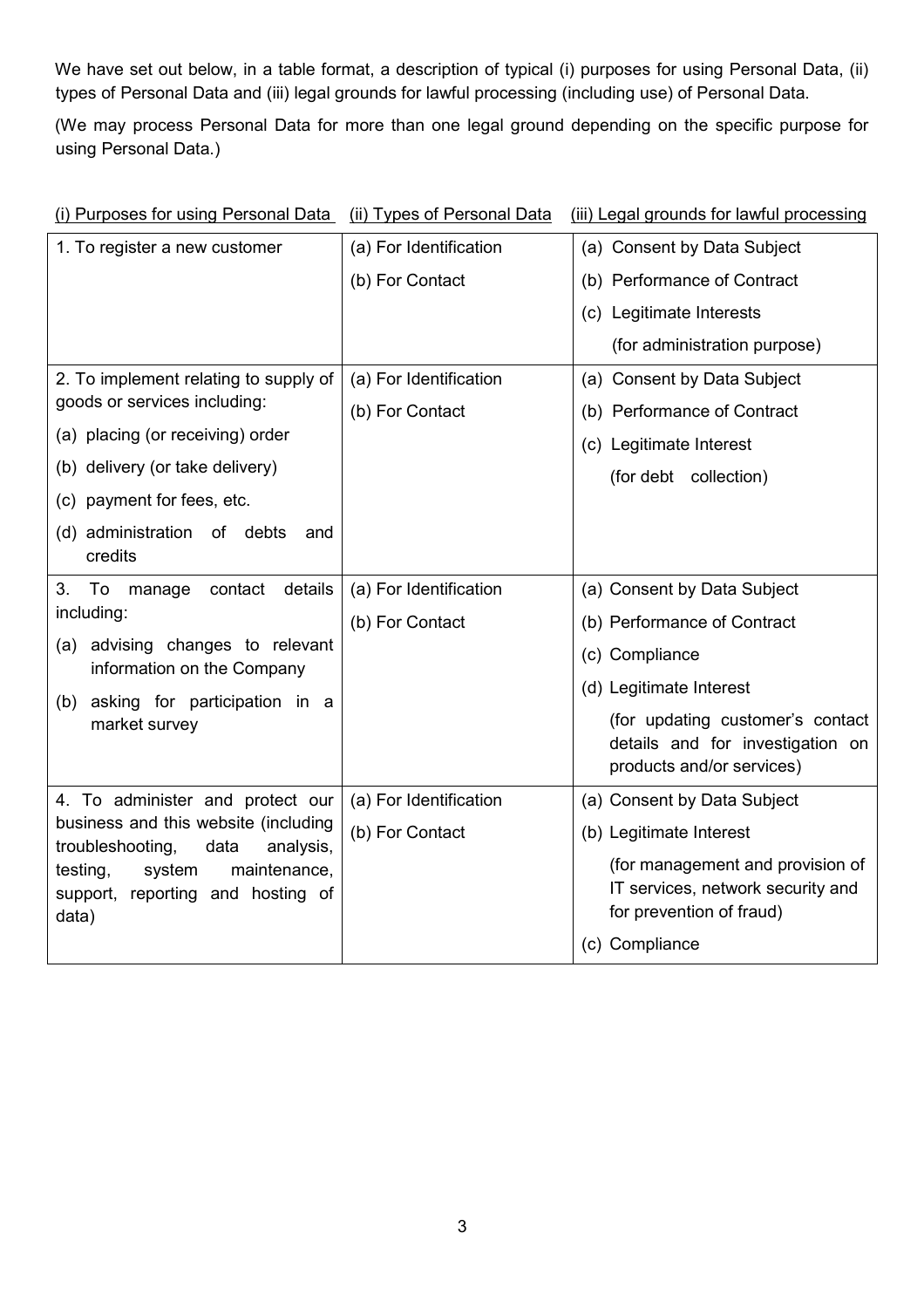We have set out below, in a table format, a description of typical (i) purposes for using Personal Data, (ii) types of Personal Data and (iii) legal grounds for lawful processing (including use) of Personal Data.

(We may process Personal Data for more than one legal ground depending on the specific purpose for using Personal Data.)

| (i) Purposes for using Personal Data | (ii) Types of Personal Data | (iii) Legal grounds for lawful processing |
|---|---|---|
| 1. To register a new customer | (a) For Identification<br>(b) For Contact | (a) Consent by Data Subject<br>(b) Performance of Contract<br>(c) Legitimate Interests<br>(for administration purpose) |
| 2. To implement relating to supply of goods or services including:<br>(a) placing (or receiving) order<br>(b) delivery (or take delivery)<br>(c) payment for fees, etc.<br>(d) administration of debts and credits | (a) For Identification<br>(b) For Contact | (a) Consent by Data Subject<br>(b) Performance of Contract<br>(c) Legitimate Interest<br>(for debt collection) |
| 3. To manage contact details including:<br>(a) advising changes to relevant information on the Company<br>(b) asking for participation in a market survey | (a) For Identification<br>(b) For Contact | (a) Consent by Data Subject<br>(b) Performance of Contract<br>(c) Compliance<br>(d) Legitimate Interest<br>(for updating customer's contact details and for investigation on products and/or services) |
| 4. To administer and protect our business and this website (including troubleshooting, data analysis, testing, system maintenance, support, reporting and hosting of data) | (a) For Identification<br>(b) For Contact | (a) Consent by Data Subject<br>(b) Legitimate Interest<br>(for management and provision of IT services, network security and for prevention of fraud)<br>(c) Compliance |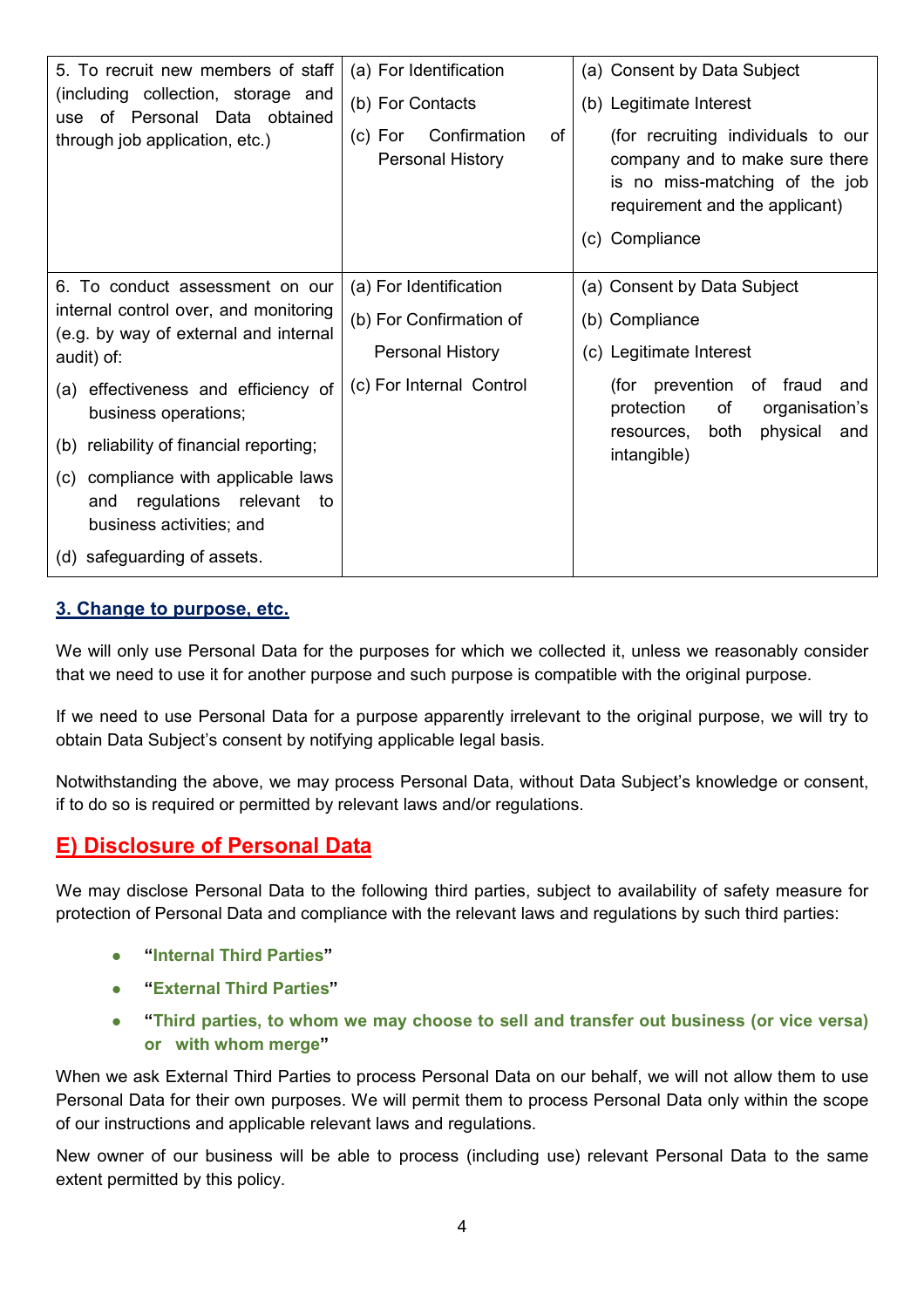| | | |
|---|---|---|
| 5. To recruit new members of staff (including collection, storage and use of Personal Data obtained through job application, etc.) | (a) For Identification<br>(b) For Contacts<br>(c) For Confirmation of Personal History | (a) Consent by Data Subject<br>(b) Legitimate Interest<br>(for recruiting individuals to our company and to make sure there is no miss-matching of the job requirement and the applicant)<br>(c) Compliance |
| 6. To conduct assessment on our internal control over, and monitoring (e.g. by way of external and internal audit) of:<br>(a) effectiveness and efficiency of business operations;<br>(b) reliability of financial reporting;<br>(c) compliance with applicable laws and regulations relevant to business activities; and<br>(d) safeguarding of assets. | (a) For Identification<br>(b) For Confirmation of Personal History<br>(c) For Internal Control | (a) Consent by Data Subject<br>(b) Compliance<br>(c) Legitimate Interest<br>(for prevention of fraud and protection of organisation's resources, both physical and intangible) |

### 3. Change to purpose, etc.

We will only use Personal Data for the purposes for which we collected it, unless we reasonably consider that we need to use it for another purpose and such purpose is compatible with the original purpose.

If we need to use Personal Data for a purpose apparently irrelevant to the original purpose, we will try to obtain Data Subject's consent by notifying applicable legal basis.

Notwithstanding the above, we may process Personal Data, without Data Subject's knowledge or consent, if to do so is required or permitted by relevant laws and/or regulations.

## E) Disclosure of Personal Data

We may disclose Personal Data to the following third parties, subject to availability of safety measure for protection of Personal Data and compliance with the relevant laws and regulations by such third parties:

- **"Internal Third Parties"**
- **"External Third Parties"**
- **"Third parties, to whom we may choose to sell and transfer out business (or vice versa) or with whom merge"**

When we ask External Third Parties to process Personal Data on our behalf, we will not allow them to use Personal Data for their own purposes. We will permit them to process Personal Data only within the scope of our instructions and applicable relevant laws and regulations.

New owner of our business will be able to process (including use) relevant Personal Data to the same extent permitted by this policy.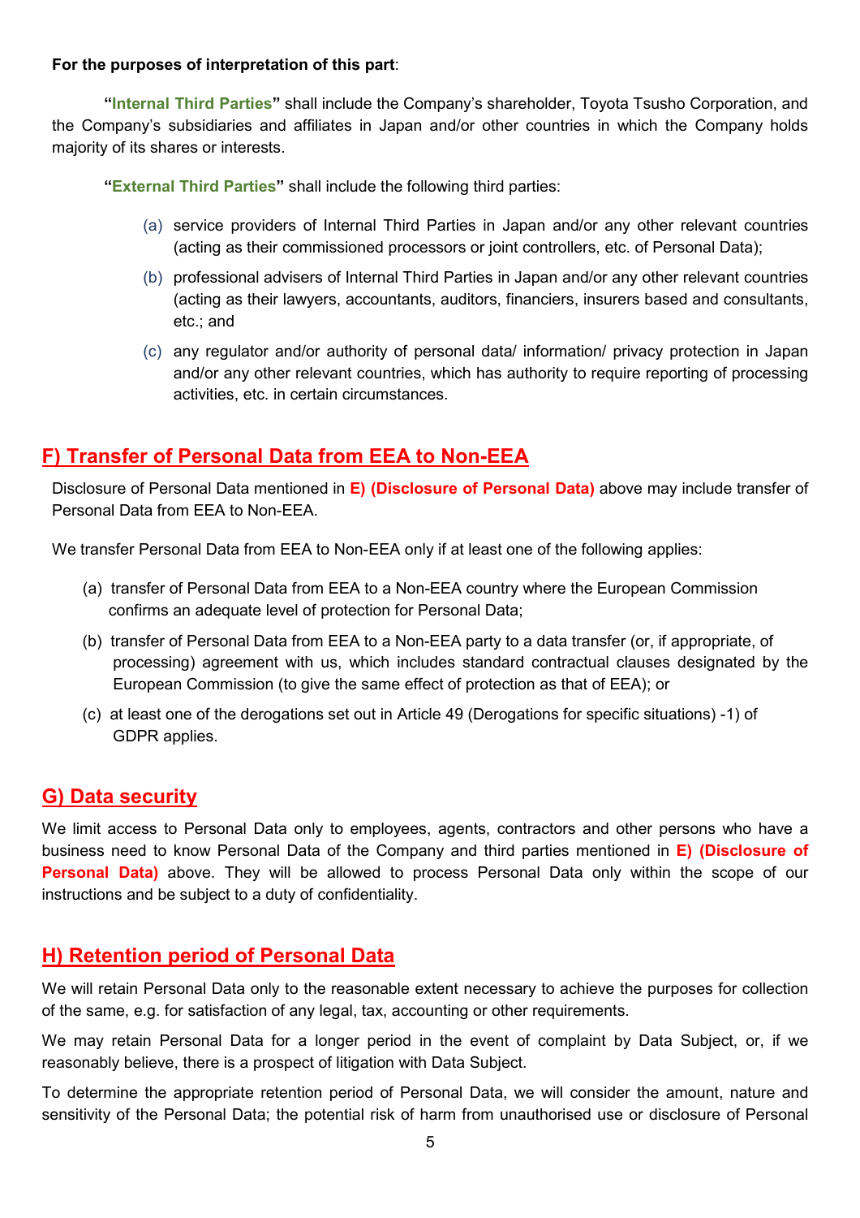**For the purposes of interpretation of this part**:

"**Internal Third Parties**" shall include the Company's shareholder, Toyota Tsusho Corporation, and the Company's subsidiaries and affiliates in Japan and/or other countries in which the Company holds majority of its shares or interests.

"**External Third Parties**" shall include the following third parties:

(a) service providers of Internal Third Parties in Japan and/or any other relevant countries (acting as their commissioned processors or joint controllers, etc. of Personal Data);

(b) professional advisers of Internal Third Parties in Japan and/or any other relevant countries (acting as their lawyers, accountants, auditors, financiers, insurers based and consultants, etc.; and

(c) any regulator and/or authority of personal data/ information/ privacy protection in Japan and/or any other relevant countries, which has authority to require reporting of processing activities, etc. in certain circumstances.

## F) Transfer of Personal Data from EEA to Non-EEA

Disclosure of Personal Data mentioned in **E) (Disclosure of Personal Data)** above may include transfer of Personal Data from EEA to Non-EEA.

We transfer Personal Data from EEA to Non-EEA only if at least one of the following applies:

(a) transfer of Personal Data from EEA to a Non-EEA country where the European Commission confirms an adequate level of protection for Personal Data;

(b) transfer of Personal Data from EEA to a Non-EEA party to a data transfer (or, if appropriate, of processing) agreement with us, which includes standard contractual clauses designated by the European Commission (to give the same effect of protection as that of EEA); or

(c) at least one of the derogations set out in Article 49 (Derogations for specific situations) -1) of GDPR applies.

## G) Data security

We limit access to Personal Data only to employees, agents, contractors and other persons who have a business need to know Personal Data of the Company and third parties mentioned in **E) (Disclosure of Personal Data)** above. They will be allowed to process Personal Data only within the scope of our instructions and be subject to a duty of confidentiality.

## H) Retention period of Personal Data

We will retain Personal Data only to the reasonable extent necessary to achieve the purposes for collection of the same, e.g. for satisfaction of any legal, tax, accounting or other requirements.

We may retain Personal Data for a longer period in the event of complaint by Data Subject, or, if we reasonably believe, there is a prospect of litigation with Data Subject.

To determine the appropriate retention period of Personal Data, we will consider the amount, nature and sensitivity of the Personal Data; the potential risk of harm from unauthorised use or disclosure of Personal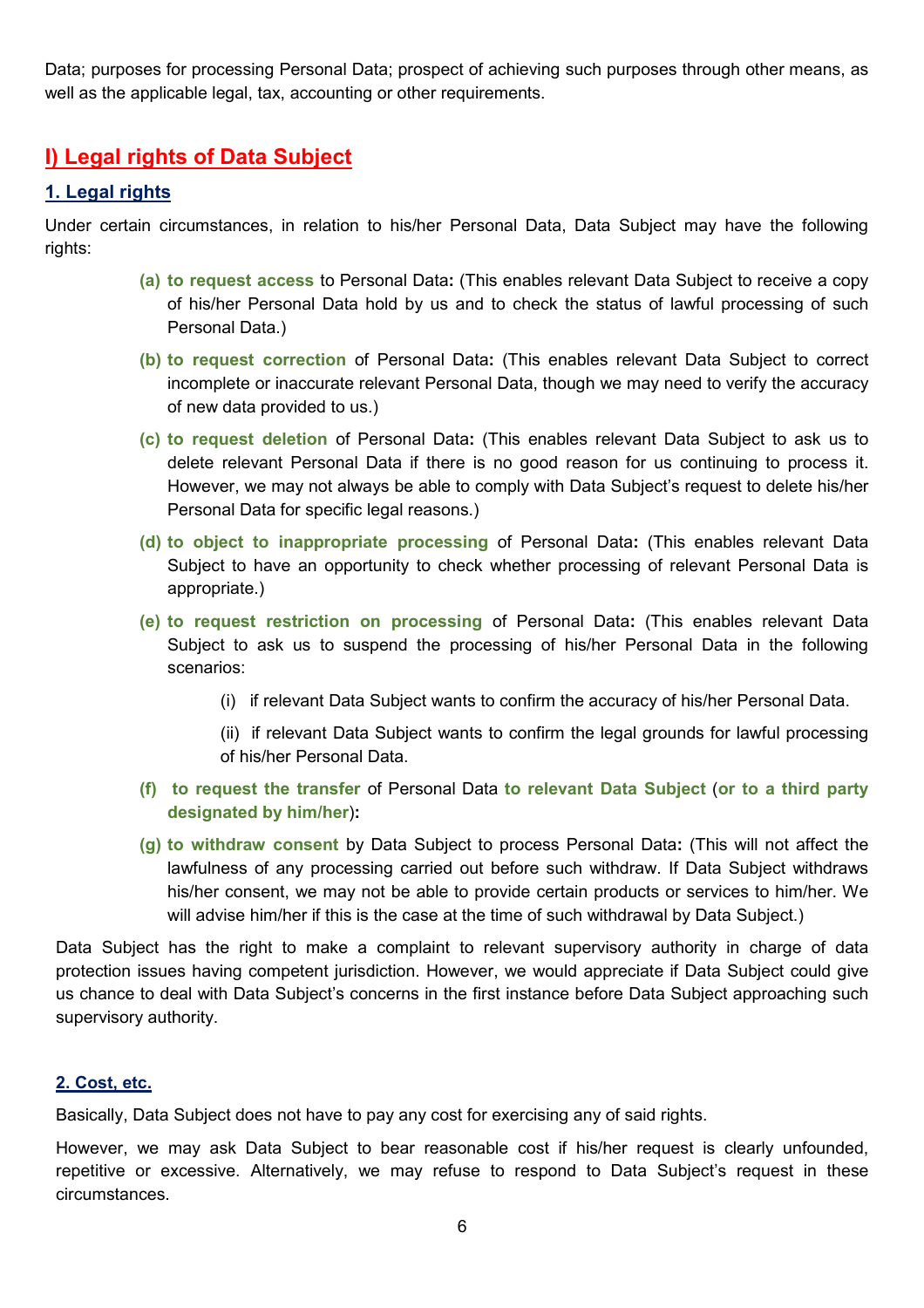Data; purposes for processing Personal Data; prospect of achieving such purposes through other means, as well as the applicable legal, tax, accounting or other requirements.

## I) Legal rights of Data Subject

### 1. Legal rights

Under certain circumstances, in relation to his/her Personal Data, Data Subject may have the following rights:

- **(a) to request access** to Personal Data**:** (This enables relevant Data Subject to receive a copy of his/her Personal Data hold by us and to check the status of lawful processing of such Personal Data.)
- **(b) to request correction** of Personal Data**:** (This enables relevant Data Subject to correct incomplete or inaccurate relevant Personal Data, though we may need to verify the accuracy of new data provided to us.)
- **(c) to request deletion** of Personal Data**:** (This enables relevant Data Subject to ask us to delete relevant Personal Data if there is no good reason for us continuing to process it. However, we may not always be able to comply with Data Subject's request to delete his/her Personal Data for specific legal reasons.)
- **(d) to object to inappropriate processing** of Personal Data**:** (This enables relevant Data Subject to have an opportunity to check whether processing of relevant Personal Data is appropriate.)
- **(e) to request restriction on processing** of Personal Data**:** (This enables relevant Data Subject to ask us to suspend the processing of his/her Personal Data in the following scenarios:
  - (i) if relevant Data Subject wants to confirm the accuracy of his/her Personal Data.
  - (ii) if relevant Data Subject wants to confirm the legal grounds for lawful processing of his/her Personal Data.
- **(f) to request the transfer** of Personal Data **to relevant Data Subject** (**or to a third party designated by him/her**)**:**
- **(g) to withdraw consent** by Data Subject to process Personal Data**:** (This will not affect the lawfulness of any processing carried out before such withdraw. If Data Subject withdraws his/her consent, we may not be able to provide certain products or services to him/her. We will advise him/her if this is the case at the time of such withdrawal by Data Subject.)

Data Subject has the right to make a complaint to relevant supervisory authority in charge of data protection issues having competent jurisdiction. However, we would appreciate if Data Subject could give us chance to deal with Data Subject's concerns in the first instance before Data Subject approaching such supervisory authority.

### 2. Cost, etc.

Basically, Data Subject does not have to pay any cost for exercising any of said rights.

However, we may ask Data Subject to bear reasonable cost if his/her request is clearly unfounded, repetitive or excessive. Alternatively, we may refuse to respond to Data Subject's request in these circumstances.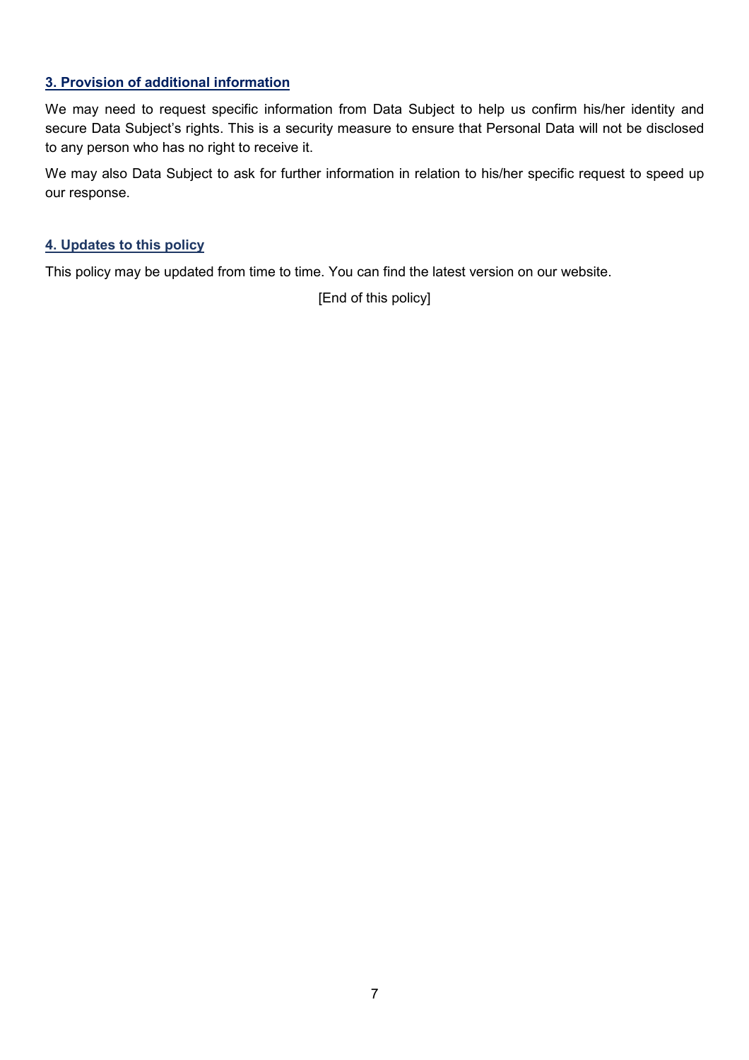## 3. Provision of additional information

We may need to request specific information from Data Subject to help us confirm his/her identity and secure Data Subject's rights. This is a security measure to ensure that Personal Data will not be disclosed to any person who has no right to receive it.

We may also Data Subject to ask for further information in relation to his/her specific request to speed up our response.

## 4. Updates to this policy

This policy may be updated from time to time. You can find the latest version on our website.

[End of this policy]